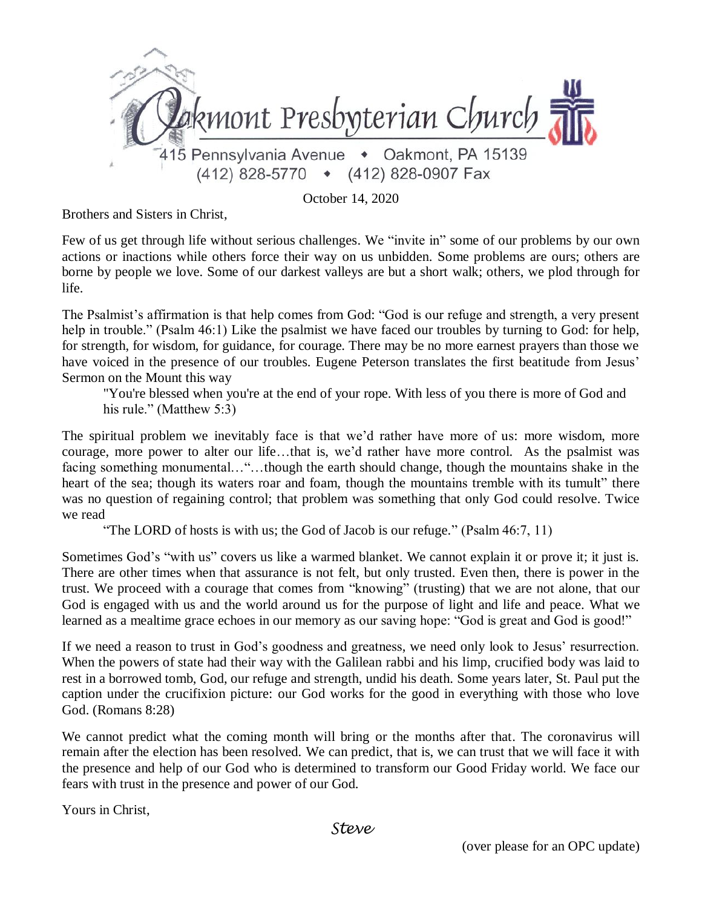# Oakmont Presbyterian Church

415 Pennsylvania Avenue • Oakmont, PA 15139
(412) 828-5770 • (412) 828-0907 Fax

October 14, 2020

Brothers and Sisters in Christ,

Few of us get through life without serious challenges. We "invite in" some of our problems by our own actions or inactions while others force their way on us unbidden. Some problems are ours; others are borne by people we love. Some of our darkest valleys are but a short walk; others, we plod through for life.

The Psalmist's affirmation is that help comes from God: "God is our refuge and strength, a very present help in trouble." (Psalm 46:1) Like the psalmist we have faced our troubles by turning to God: for help, for strength, for wisdom, for guidance, for courage. There may be no more earnest prayers than those we have voiced in the presence of our troubles. Eugene Peterson translates the first beatitude from Jesus' Sermon on the Mount this way

> "You're blessed when you're at the end of your rope. With less of you there is more of God and his rule." (Matthew 5:3)

The spiritual problem we inevitably face is that we'd rather have more of us: more wisdom, more courage, more power to alter our life…that is, we'd rather have more control. As the psalmist was facing something monumental…"…though the earth should change, though the mountains shake in the heart of the sea; though its waters roar and foam, though the mountains tremble with its tumult" there was no question of regaining control; that problem was something that only God could resolve. Twice we read

> "The LORD of hosts is with us; the God of Jacob is our refuge." (Psalm 46:7, 11)

Sometimes God's "with us" covers us like a warmed blanket. We cannot explain it or prove it; it just is. There are other times when that assurance is not felt, but only trusted. Even then, there is power in the trust. We proceed with a courage that comes from "knowing" (trusting) that we are not alone, that our God is engaged with us and the world around us for the purpose of light and life and peace. What we learned as a mealtime grace echoes in our memory as our saving hope: "God is great and God is good!"

If we need a reason to trust in God's goodness and greatness, we need only look to Jesus' resurrection. When the powers of state had their way with the Galilean rabbi and his limp, crucified body was laid to rest in a borrowed tomb, God, our refuge and strength, undid his death. Some years later, St. Paul put the caption under the crucifixion picture: our God works for the good in everything with those who love God. (Romans 8:28)

We cannot predict what the coming month will bring or the months after that. The coronavirus will remain after the election has been resolved. We can predict, that is, we can trust that we will face it with the presence and help of our God who is determined to transform our Good Friday world. We face our fears with trust in the presence and power of our God.

Yours in Christ,

*Steve*

(over please for an OPC update)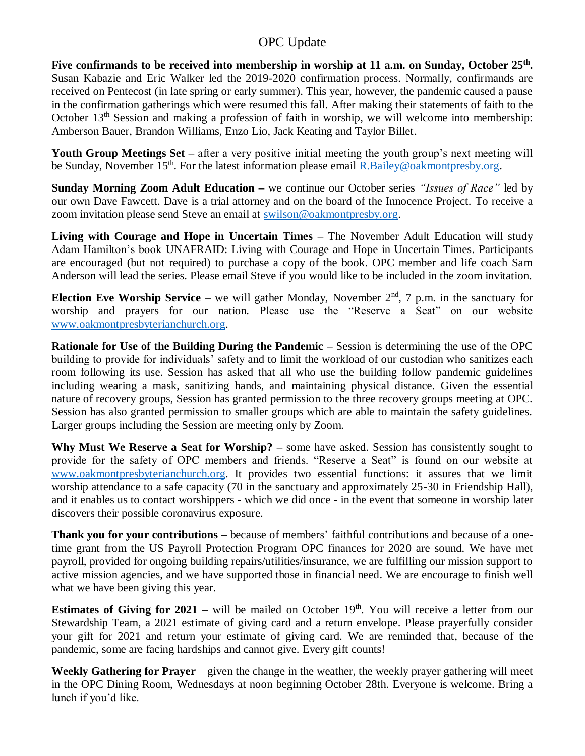# OPC Update

**Five confirmands to be received into membership in worship at 11 a.m. on Sunday, October 25th.** Susan Kabazie and Eric Walker led the 2019-2020 confirmation process. Normally, confirmands are received on Pentecost (in late spring or early summer). This year, however, the pandemic caused a pause in the confirmation gatherings which were resumed this fall. After making their statements of faith to the October 13th Session and making a profession of faith in worship, we will welcome into membership: Amberson Bauer, Brandon Williams, Enzo Lio, Jack Keating and Taylor Billet.

**Youth Group Meetings Set –** after a very positive initial meeting the youth group's next meeting will be Sunday, November 15th. For the latest information please email R.Bailey@oakmontpresby.org.

**Sunday Morning Zoom Adult Education –** we continue our October series *"Issues of Race"* led by our own Dave Fawcett. Dave is a trial attorney and on the board of the Innocence Project. To receive a zoom invitation please send Steve an email at swilson@oakmontpresby.org.

**Living with Courage and Hope in Uncertain Times –** The November Adult Education will study Adam Hamilton's book UNAFRAID: Living with Courage and Hope in Uncertain Times. Participants are encouraged (but not required) to purchase a copy of the book. OPC member and life coach Sam Anderson will lead the series. Please email Steve if you would like to be included in the zoom invitation.

**Election Eve Worship Service** – we will gather Monday, November 2nd, 7 p.m. in the sanctuary for worship and prayers for our nation. Please use the "Reserve a Seat" on our website www.oakmontpresbyterianchurch.org.

**Rationale for Use of the Building During the Pandemic –** Session is determining the use of the OPC building to provide for individuals' safety and to limit the workload of our custodian who sanitizes each room following its use. Session has asked that all who use the building follow pandemic guidelines including wearing a mask, sanitizing hands, and maintaining physical distance. Given the essential nature of recovery groups, Session has granted permission to the three recovery groups meeting at OPC. Session has also granted permission to smaller groups which are able to maintain the safety guidelines. Larger groups including the Session are meeting only by Zoom.

**Why Must We Reserve a Seat for Worship? –** some have asked. Session has consistently sought to provide for the safety of OPC members and friends. "Reserve a Seat" is found on our website at www.oakmontpresbyterianchurch.org. It provides two essential functions: it assures that we limit worship attendance to a safe capacity (70 in the sanctuary and approximately 25-30 in Friendship Hall), and it enables us to contact worshippers - which we did once - in the event that someone in worship later discovers their possible coronavirus exposure.

**Thank you for your contributions –** because of members' faithful contributions and because of a one-time grant from the US Payroll Protection Program OPC finances for 2020 are sound. We have met payroll, provided for ongoing building repairs/utilities/insurance, we are fulfilling our mission support to active mission agencies, and we have supported those in financial need. We are encourage to finish well what we have been giving this year.

**Estimates of Giving for 2021 –** will be mailed on October 19th. You will receive a letter from our Stewardship Team, a 2021 estimate of giving card and a return envelope. Please prayerfully consider your gift for 2021 and return your estimate of giving card. We are reminded that, because of the pandemic, some are facing hardships and cannot give. Every gift counts!

**Weekly Gathering for Prayer** – given the change in the weather, the weekly prayer gathering will meet in the OPC Dining Room, Wednesdays at noon beginning October 28th. Everyone is welcome. Bring a lunch if you'd like.